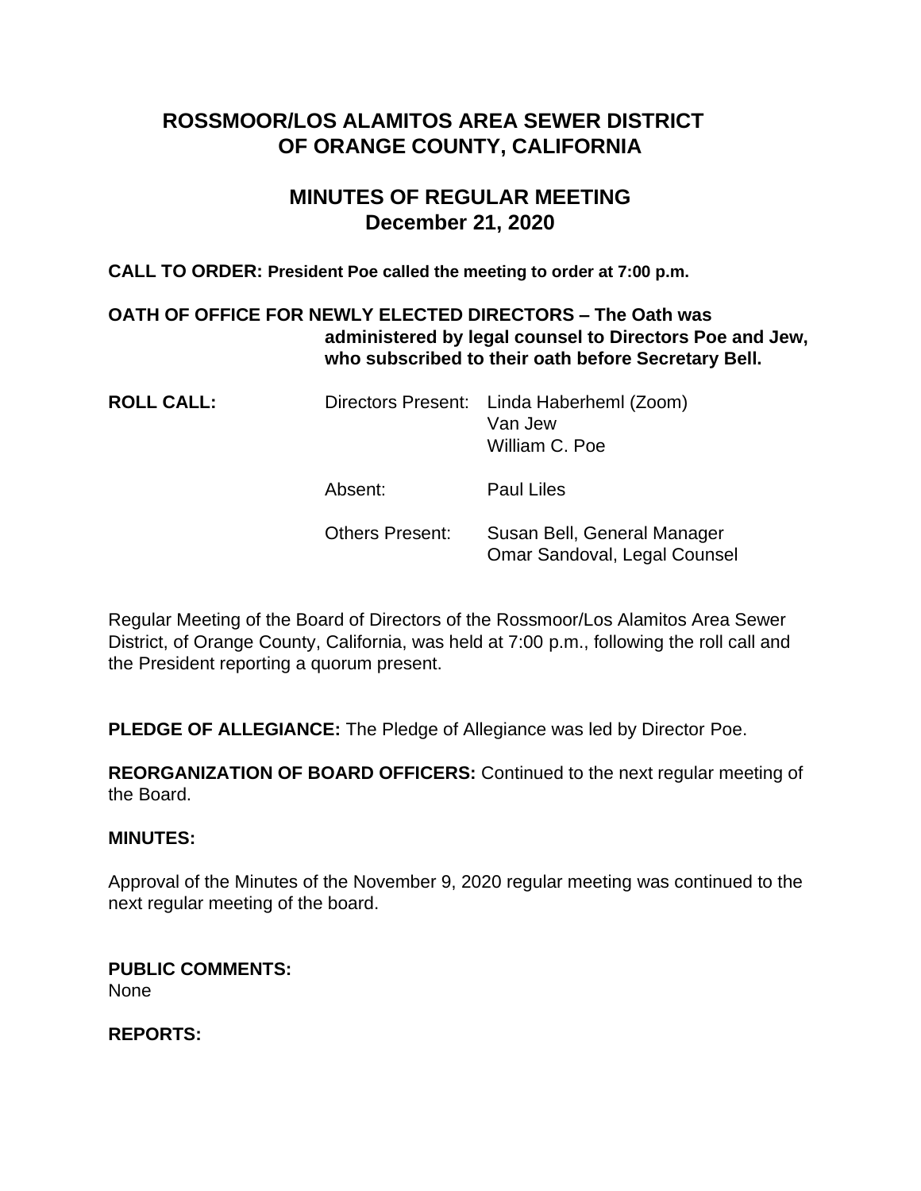# ROSSMOOR/LOS ALAMITOS AREA SEWER DISTRICT OF ORANGE COUNTY, CALIFORNIA

## MINUTES OF REGULAR MEETING
## December 21, 2020

**CALL TO ORDER: President Poe called the meeting to order at 7:00 p.m.**

**OATH OF OFFICE FOR NEWLY ELECTED DIRECTORS – The Oath was administered by legal counsel to Directors Poe and Jew, who subscribed to their oath before Secretary Bell.**

**ROLL CALL:**

Directors Present: Linda Haberheml (Zoom)
Van Jew
William C. Poe

Absent: Paul Liles

Others Present: Susan Bell, General Manager
Omar Sandoval, Legal Counsel

Regular Meeting of the Board of Directors of the Rossmoor/Los Alamitos Area Sewer District, of Orange County, California, was held at 7:00 p.m., following the roll call and the President reporting a quorum present.

**PLEDGE OF ALLEGIANCE:** The Pledge of Allegiance was led by Director Poe.

**REORGANIZATION OF BOARD OFFICERS:** Continued to the next regular meeting of the Board.

**MINUTES:**

Approval of the Minutes of the November 9, 2020 regular meeting was continued to the next regular meeting of the board.

**PUBLIC COMMENTS:**
None

**REPORTS:**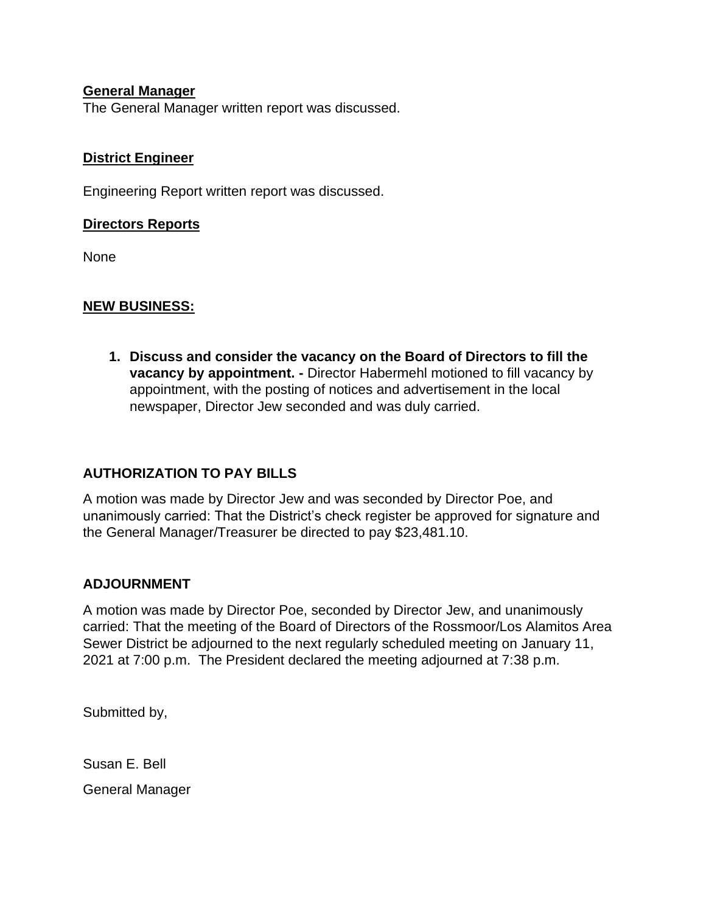**General Manager**

The General Manager written report was discussed.

**District Engineer**

Engineering Report written report was discussed.

**Directors Reports**

None

**NEW BUSINESS:**

1. **Discuss and consider the vacancy on the Board of Directors to fill the vacancy by appointment. -** Director Habermehl motioned to fill vacancy by appointment, with the posting of notices and advertisement in the local newspaper, Director Jew seconded and was duly carried.

**AUTHORIZATION TO PAY BILLS**

A motion was made by Director Jew and was seconded by Director Poe, and unanimously carried: That the District's check register be approved for signature and the General Manager/Treasurer be directed to pay $23,481.10.

**ADJOURNMENT**

A motion was made by Director Poe, seconded by Director Jew, and unanimously carried: That the meeting of the Board of Directors of the Rossmoor/Los Alamitos Area Sewer District be adjourned to the next regularly scheduled meeting on January 11, 2021 at 7:00 p.m. The President declared the meeting adjourned at 7:38 p.m.

Submitted by,

Susan E. Bell

General Manager